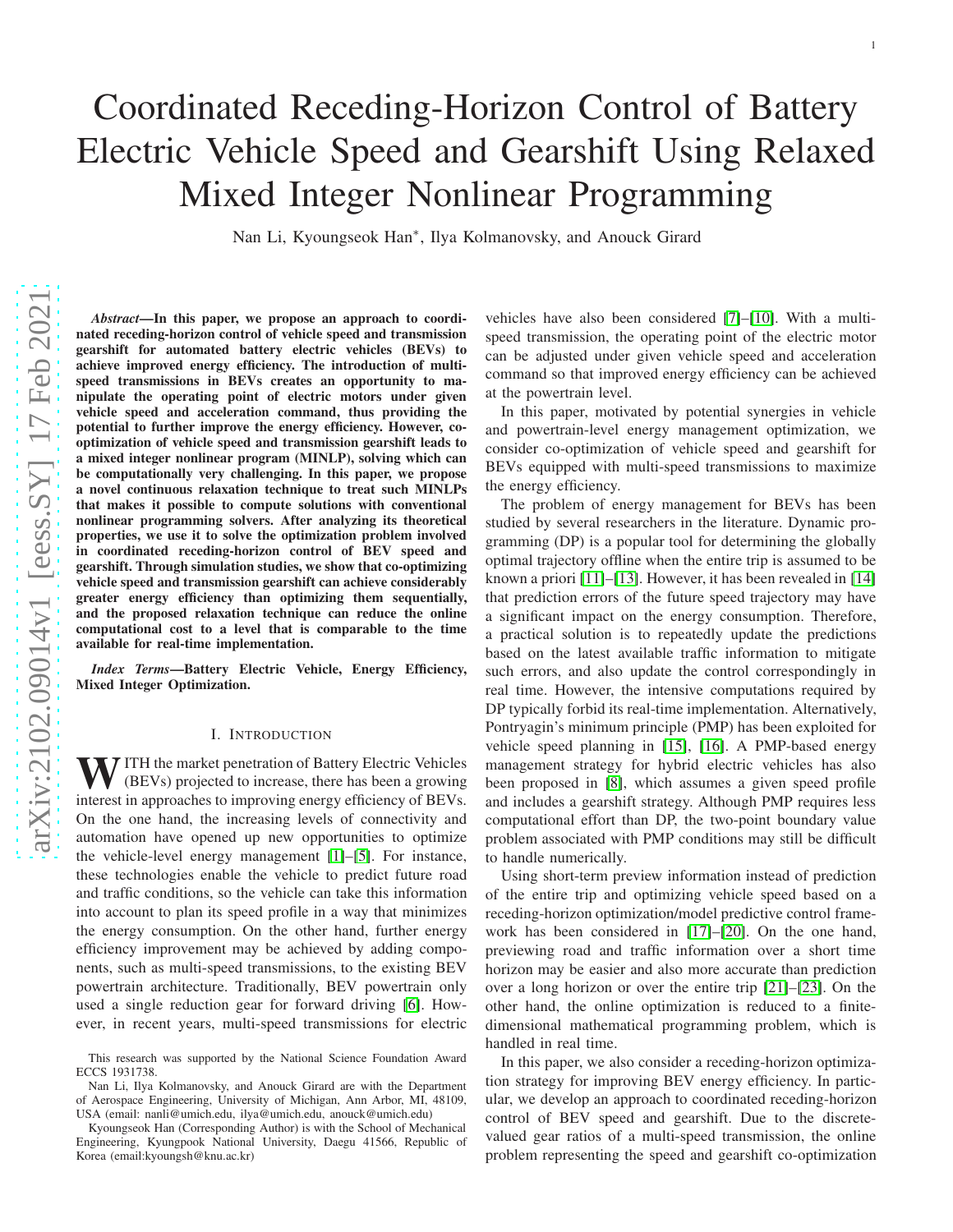# Coordinated Receding-Horizon Control of Battery Electric Vehicle Speed and Gearshift Using Relaxed Mixed Integer Nonlinear Programming

Nan Li, Kyoungseok Han*, Ilya Kolmanovsky, and Anouck Girard

***Abstract*—In this paper, we propose an approach to coordinated receding-horizon control of vehicle speed and transmission gearshift for automated battery electric vehicles (BEVs) to achieve improved energy efficiency. The introduction of multi-speed transmissions in BEVs creates an opportunity to manipulate the operating point of electric motors under given vehicle speed and acceleration command, thus providing the potential to further improve the energy efficiency. However, co-optimization of vehicle speed and transmission gearshift leads to a mixed integer nonlinear program (MINLP), solving which can be computationally very challenging. In this paper, we propose a novel continuous relaxation technique to treat such MINLPs that makes it possible to compute solutions with conventional nonlinear programming solvers. After analyzing its theoretical properties, we use it to solve the optimization problem involved in coordinated receding-horizon control of BEV speed and gearshift. Through simulation studies, we show that co-optimizing vehicle speed and transmission gearshift can achieve considerably greater energy efficiency than optimizing them sequentially, and the proposed relaxation technique can reduce the online computational cost to a level that is comparable to the time available for real-time implementation.**

***Index Terms*—Battery Electric Vehicle, Energy Efficiency, Mixed Integer Optimization.**

## I. Introduction

With the market penetration of Battery Electric Vehicles (BEVs) projected to increase, there has been a growing interest in approaches to improving energy efficiency of BEVs. On the one hand, the increasing levels of connectivity and automation have opened up new opportunities to optimize the vehicle-level energy management [1]–[5]. For instance, these technologies enable the vehicle to predict future road and traffic conditions, so the vehicle can take this information into account to plan its speed profile in a way that minimizes the energy consumption. On the other hand, further energy efficiency improvement may be achieved by adding components, such as multi-speed transmissions, to the existing BEV powertrain architecture. Traditionally, BEV powertrain only used a single reduction gear for forward driving [6]. However, in recent years, multi-speed transmissions for electric vehicles have also been considered [7]–[10]. With a multi-speed transmission, the operating point of the electric motor can be adjusted under given vehicle speed and acceleration command so that improved energy efficiency can be achieved at the powertrain level.

In this paper, motivated by potential synergies in vehicle and powertrain-level energy management optimization, we consider co-optimization of vehicle speed and gearshift for BEVs equipped with multi-speed transmissions to maximize the energy efficiency.

The problem of energy management for BEVs has been studied by several researchers in the literature. Dynamic programming (DP) is a popular tool for determining the globally optimal trajectory offline when the entire trip is assumed to be known a priori [11]–[13]. However, it has been revealed in [14] that prediction errors of the future speed trajectory may have a significant impact on the energy consumption. Therefore, a practical solution is to repeatedly update the predictions based on the latest available traffic information to mitigate such errors, and also update the control correspondingly in real time. However, the intensive computations required by DP typically forbid its real-time implementation. Alternatively, Pontryagin's minimum principle (PMP) has been exploited for vehicle speed planning in [15], [16]. A PMP-based energy management strategy for hybrid electric vehicles has also been proposed in [8], which assumes a given speed profile and includes a gearshift strategy. Although PMP requires less computational effort than DP, the two-point boundary value problem associated with PMP conditions may still be difficult to handle numerically.

Using short-term preview information instead of prediction of the entire trip and optimizing vehicle speed based on a receding-horizon optimization/model predictive control framework has been considered in [17]–[20]. On the one hand, previewing road and traffic information over a short time horizon may be easier and also more accurate than prediction over a long horizon or over the entire trip [21]–[23]. On the other hand, the online optimization is reduced to a finite-dimensional mathematical programming problem, which is handled in real time.

In this paper, we also consider a receding-horizon optimization strategy for improving BEV energy efficiency. In particular, we develop an approach to coordinated receding-horizon control of BEV speed and gearshift. Due to the discrete-valued gear ratios of a multi-speed transmission, the online problem representing the speed and gearshift co-optimization

This research was supported by the National Science Foundation Award ECCS 1931738.

Nan Li, Ilya Kolmanovsky, and Anouck Girard are with the Department of Aerospace Engineering, University of Michigan, Ann Arbor, MI, 48109, USA (email: nanli@umich.edu, ilya@umich.edu, anouck@umich.edu)

Kyoungseok Han (Corresponding Author) is with the School of Mechanical Engineering, Kyungpook National University, Daegu 41566, Republic of Korea (email:kyoungsh@knu.ac.kr)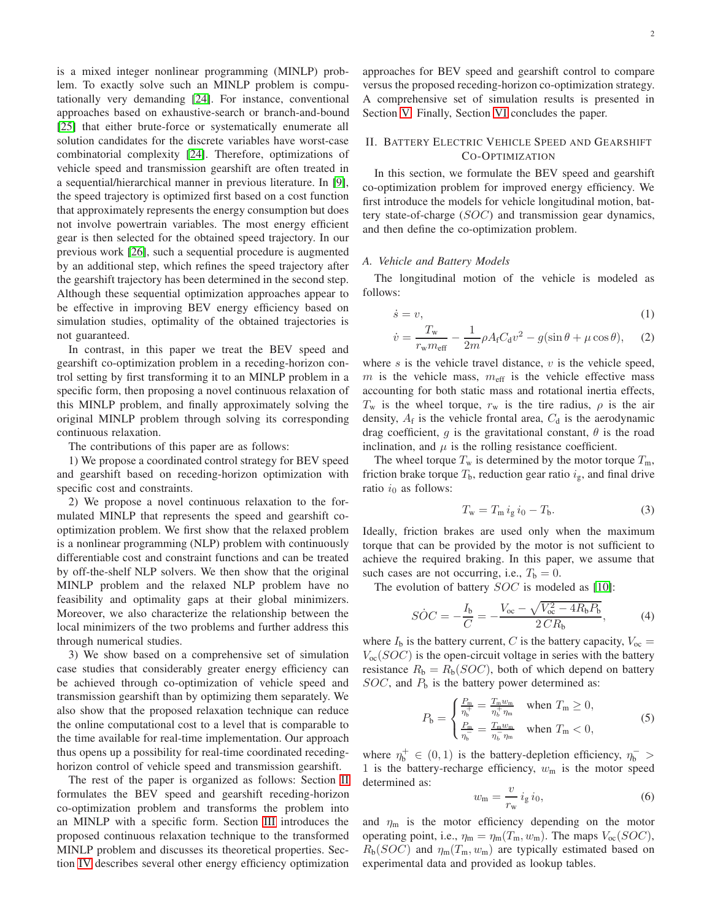is a mixed integer nonlinear programming (MINLP) problem. To exactly solve such an MINLP problem is computationally very demanding [24]. For instance, conventional approaches based on exhaustive-search or branch-and-bound [25] that either brute-force or systematically enumerate all solution candidates for the discrete variables have worst-case combinatorial complexity [24]. Therefore, optimizations of vehicle speed and transmission gearshift are often treated in a sequential/hierarchical manner in previous literature. In [9], the speed trajectory is optimized first based on a cost function that approximately represents the energy consumption but does not involve powertrain variables. The most energy efficient gear is then selected for the obtained speed trajectory. In our previous work [26], such a sequential procedure is augmented by an additional step, which refines the speed trajectory after the gearshift trajectory has been determined in the second step. Although these sequential optimization approaches appear to be effective in improving BEV energy efficiency based on simulation studies, optimality of the obtained trajectories is not guaranteed.

In contrast, in this paper we treat the BEV speed and gearshift co-optimization problem in a receding-horizon control setting by first transforming it to an MINLP problem in a specific form, then proposing a novel continuous relaxation of this MINLP problem, and finally approximately solving the original MINLP problem through solving its corresponding continuous relaxation.

The contributions of this paper are as follows:

1) We propose a coordinated control strategy for BEV speed and gearshift based on receding-horizon optimization with specific cost and constraints.

2) We propose a novel continuous relaxation to the formulated MINLP that represents the speed and gearshift co-optimization problem. We first show that the relaxed problem is a nonlinear programming (NLP) problem with continuously differentiable cost and constraint functions and can be treated by off-the-shelf NLP solvers. We then show that the original MINLP problem and the relaxed NLP problem have no feasibility and optimality gaps at their global minimizers. Moreover, we also characterize the relationship between the local minimizers of the two problems and further address this through numerical studies.

3) We show based on a comprehensive set of simulation case studies that considerably greater energy efficiency can be achieved through co-optimization of vehicle speed and transmission gearshift than by optimizing them separately. We also show that the proposed relaxation technique can reduce the online computational cost to a level that is comparable to the time available for real-time implementation. Our approach thus opens up a possibility for real-time coordinated receding-horizon control of vehicle speed and transmission gearshift.

The rest of the paper is organized as follows: Section II formulates the BEV speed and gearshift receding-horizon co-optimization problem and transforms the problem into an MINLP with a specific form. Section III introduces the proposed continuous relaxation technique to the transformed MINLP problem and discusses its theoretical properties. Section IV describes several other energy efficiency optimization approaches for BEV speed and gearshift control to compare versus the proposed receding-horizon co-optimization strategy. A comprehensive set of simulation results is presented in Section V. Finally, Section VI concludes the paper.

## II. Battery Electric Vehicle Speed and Gearshift Co-Optimization

In this section, we formulate the BEV speed and gearshift co-optimization problem for improved energy efficiency. We first introduce the models for vehicle longitudinal motion, battery state-of-charge ($SOC$) and transmission gear dynamics, and then define the co-optimization problem.

### A. Vehicle and Battery Models

The longitudinal motion of the vehicle is modeled as follows:

$$\dot{s} = v, \tag{1}$$

$$\dot{v} = \frac{T_{\rm w}}{r_{\rm w} m_{\rm eff}} - \frac{1}{2m}\rho A_{\rm f} C_{\rm d} v^2 - g(\sin\theta + \mu\cos\theta), \tag{2}$$

where $s$ is the vehicle travel distance, $v$ is the vehicle speed, $m$ is the vehicle mass, $m_{\rm eff}$ is the vehicle effective mass accounting for both static mass and rotational inertia effects, $T_{\rm w}$ is the wheel torque, $r_{\rm w}$ is the tire radius, $\rho$ is the air density, $A_{\rm f}$ is the vehicle frontal area, $C_{\rm d}$ is the aerodynamic drag coefficient, $g$ is the gravitational constant, $\theta$ is the road inclination, and $\mu$ is the rolling resistance coefficient.

The wheel torque $T_{\rm w}$ is determined by the motor torque $T_{\rm m}$, friction brake torque $T_{\rm b}$, reduction gear ratio $i_{\rm g}$, and final drive ratio $i_0$ as follows:

$$T_{\rm w} = T_{\rm m}\, i_{\rm g}\, i_0 - T_{\rm b}. \tag{3}$$

Ideally, friction brakes are used only when the maximum torque that can be provided by the motor is not sufficient to achieve the required braking. In this paper, we assume that such cases are not occurring, i.e., $T_{\rm b} = 0$.

The evolution of battery $SOC$ is modeled as [10]:

$$\dot{SOC} = -\frac{I_{\rm b}}{C} = -\frac{V_{\rm oc} - \sqrt{V_{\rm oc}^2 - 4R_{\rm b}P_{\rm b}}}{2\,CR_{\rm b}}, \tag{4}$$

where $I_{\rm b}$ is the battery current, $C$ is the battery capacity, $V_{\rm oc} = V_{\rm oc}(SOC)$ is the open-circuit voltage in series with the battery resistance $R_{\rm b} = R_{\rm b}(SOC)$, both of which depend on battery $SOC$, and $P_{\rm b}$ is the battery power determined as:

$$P_{\rm b} = \begin{cases} \frac{P_{\rm m}}{\eta_{\rm b}^+} = \frac{T_{\rm m} w_{\rm m}}{\eta_{\rm b}^+ \eta_{\rm m}} & \text{when } T_{\rm m} \geq 0, \\ \frac{P_{\rm m}}{\eta_{\rm b}^-} = \frac{T_{\rm m} w_{\rm m}}{\eta_{\rm b}^- \eta_{\rm m}} & \text{when } T_{\rm m} < 0, \end{cases} \tag{5}$$

where $\eta_{\rm b}^+ \in (0,1)$ is the battery-depletion efficiency, $\eta_{\rm b}^- > 1$ is the battery-recharge efficiency, $w_{\rm m}$ is the motor speed determined as:

$$w_{\rm m} = \frac{v}{r_{\rm w}}\, i_{\rm g}\, i_0, \tag{6}$$

and $\eta_{\rm m}$ is the motor efficiency depending on the motor operating point, i.e., $\eta_{\rm m} = \eta_{\rm m}(T_{\rm m}, w_{\rm m})$. The maps $V_{\rm oc}(SOC)$, $R_{\rm b}(SOC)$ and $\eta_{\rm m}(T_{\rm m}, w_{\rm m})$ are typically estimated based on experimental data and provided as lookup tables.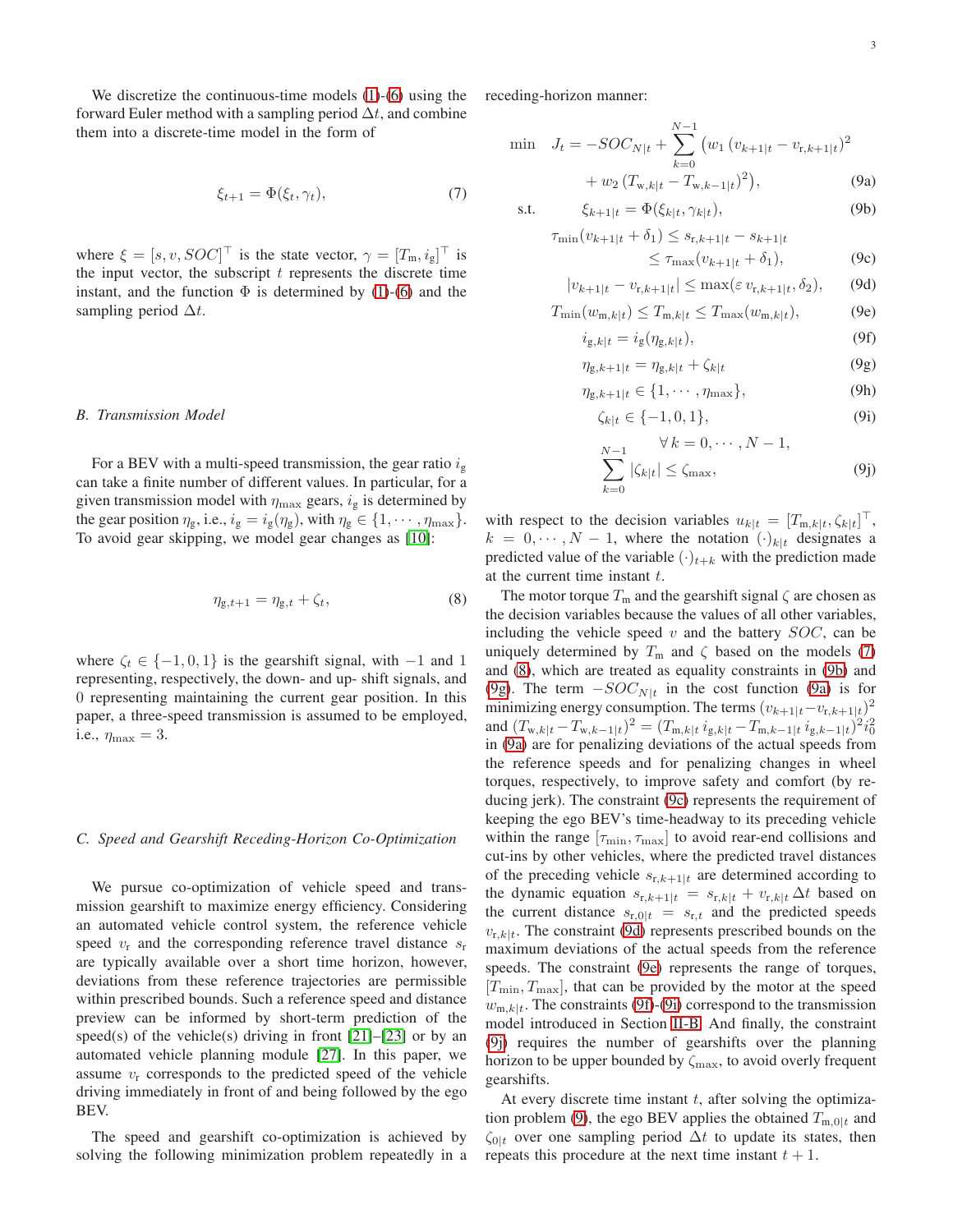We discretize the continuous-time models (1)-(6) using the forward Euler method with a sampling period $\Delta t$, and combine them into a discrete-time model in the form of

$$\xi_{t+1} = \Phi(\xi_t, \gamma_t), \tag{7}$$

where $\xi = [s, v, SOC]^\top$ is the state vector, $\gamma = [T_\mathrm{m}, i_\mathrm{g}]^\top$ is the input vector, the subscript $t$ represents the discrete time instant, and the function $\Phi$ is determined by (1)-(6) and the sampling period $\Delta t$.

### B. Transmission Model

For a BEV with a multi-speed transmission, the gear ratio $i_\mathrm{g}$ can take a finite number of different values. In particular, for a given transmission model with $\eta_\mathrm{max}$ gears, $i_\mathrm{g}$ is determined by the gear position $\eta_\mathrm{g}$, i.e., $i_\mathrm{g} = i_\mathrm{g}(\eta_\mathrm{g})$, with $\eta_\mathrm{g} \in \{1, \cdots, \eta_\mathrm{max}\}$. To avoid gear skipping, we model gear changes as [10]:

$$\eta_{\mathrm{g},t+1} = \eta_{\mathrm{g},t} + \zeta_t, \tag{8}$$

where $\zeta_t \in \{-1, 0, 1\}$ is the gearshift signal, with $-1$ and $1$ representing, respectively, the down- and up- shift signals, and $0$ representing maintaining the current gear position. In this paper, a three-speed transmission is assumed to be employed, i.e., $\eta_\mathrm{max} = 3$.

### C. Speed and Gearshift Receding-Horizon Co-Optimization

We pursue co-optimization of vehicle speed and transmission gearshift to maximize energy efficiency. Considering an automated vehicle control system, the reference vehicle speed $v_\mathrm{r}$ and the corresponding reference travel distance $s_\mathrm{r}$ are typically available over a short time horizon, however, deviations from these reference trajectories are permissible within prescribed bounds. Such a reference speed and distance preview can be informed by short-term prediction of the speed(s) of the vehicle(s) driving in front [21]–[23] or by an automated vehicle planning module [27]. In this paper, we assume $v_\mathrm{r}$ corresponds to the predicted speed of the vehicle driving immediately in front of and being followed by the ego BEV.

The speed and gearshift co-optimization is achieved by solving the following minimization problem repeatedly in a receding-horizon manner:

$$\min \quad J_t = -SOC_{N|t} + \sum_{k=0}^{N-1} \big( w_1 \left(v_{k+1|t} - v_{\mathrm{r},k+1|t}\right)^2 + w_2 \left(T_{\mathrm{w},k|t} - T_{\mathrm{w},k-1|t}\right)^2 \big), \tag{9a}$$

$$\text{s.t.} \quad \xi_{k+1|t} = \Phi(\xi_{k|t}, \gamma_{k|t}), \tag{9b}$$

$$\tau_\mathrm{min}(v_{k+1|t} + \delta_1) \le s_{\mathrm{r},k+1|t} - s_{k+1|t} \le \tau_\mathrm{max}(v_{k+1|t} + \delta_1), \tag{9c}$$

$$|v_{k+1|t} - v_{\mathrm{r},k+1|t}| \le \max(\varepsilon\, v_{\mathrm{r},k+1|t}, \delta_2), \tag{9d}$$

$$T_\mathrm{min}(w_{\mathrm{m},k|t}) \le T_{\mathrm{m},k|t} \le T_\mathrm{max}(w_{\mathrm{m},k|t}), \tag{9e}$$

$$i_{\mathrm{g},k|t} = i_\mathrm{g}(\eta_{\mathrm{g},k|t}), \tag{9f}$$

$$\eta_{\mathrm{g},k+1|t} = \eta_{\mathrm{g},k|t} + \zeta_{k|t} \tag{9g}$$

$$\eta_{\mathrm{g},k+1|t} \in \{1, \cdots, \eta_\mathrm{max}\}, \tag{9h}$$

$$\zeta_{k|t} \in \{-1, 0, 1\}, \tag{9i}$$

$$\forall\, k = 0, \cdots, N-1,$$

$$\sum_{k=0}^{N-1} |\zeta_{k|t}| \le \zeta_\mathrm{max}, \tag{9j}$$

with respect to the decision variables $u_{k|t} = [T_{\mathrm{m},k|t}, \zeta_{k|t}]^\top$, $k = 0, \cdots, N-1$, where the notation $(\cdot)_{k|t}$ designates a predicted value of the variable $(\cdot)_{t+k}$ with the prediction made at the current time instant $t$.

The motor torque $T_\mathrm{m}$ and the gearshift signal $\zeta$ are chosen as the decision variables because the values of all other variables, including the vehicle speed $v$ and the battery $SOC$, can be uniquely determined by $T_\mathrm{m}$ and $\zeta$ based on the models (7) and (8), which are treated as equality constraints in (9b) and (9g). The term $-SOC_{N|t}$ in the cost function (9a) is for minimizing energy consumption. The terms $(v_{k+1|t} - v_{\mathrm{r},k+1|t})^2$ and $(T_{\mathrm{w},k|t} - T_{\mathrm{w},k-1|t})^2 = (T_{\mathrm{m},k|t}\, i_{\mathrm{g},k|t} - T_{\mathrm{m},k-1|t}\, i_{\mathrm{g},k-1|t})^2 i_0^2$ in (9a) are for penalizing deviations of the actual speeds from the reference speeds and for penalizing changes in wheel torques, respectively, to improve safety and comfort (by reducing jerk). The constraint (9c) represents the requirement of keeping the ego BEV's time-headway to its preceding vehicle within the range $[\tau_\mathrm{min}, \tau_\mathrm{max}]$ to avoid rear-end collisions and cut-ins by other vehicles, where the predicted travel distances of the preceding vehicle $s_{\mathrm{r},k+1|t}$ are determined according to the dynamic equation $s_{\mathrm{r},k+1|t} = s_{\mathrm{r},k|t} + v_{\mathrm{r},k|t}\, \Delta t$ based on the current distance $s_{\mathrm{r},0|t} = s_{\mathrm{r},t}$ and the predicted speeds $v_{\mathrm{r},k|t}$. The constraint (9d) represents prescribed bounds on the maximum deviations of the actual speeds from the reference speeds. The constraint (9e) represents the range of torques, $[T_\mathrm{min}, T_\mathrm{max}]$, that can be provided by the motor at the speed $w_{\mathrm{m},k|t}$. The constraints (9f)-(9i) correspond to the transmission model introduced in Section II-B. And finally, the constraint (9j) requires the number of gearshifts over the planning horizon to be upper bounded by $\zeta_\mathrm{max}$, to avoid overly frequent gearshifts.

At every discrete time instant $t$, after solving the optimization problem (9), the ego BEV applies the obtained $T_{\mathrm{m},0|t}$ and $\zeta_{0|t}$ over one sampling period $\Delta t$ to update its states, then repeats this procedure at the next time instant $t+1$.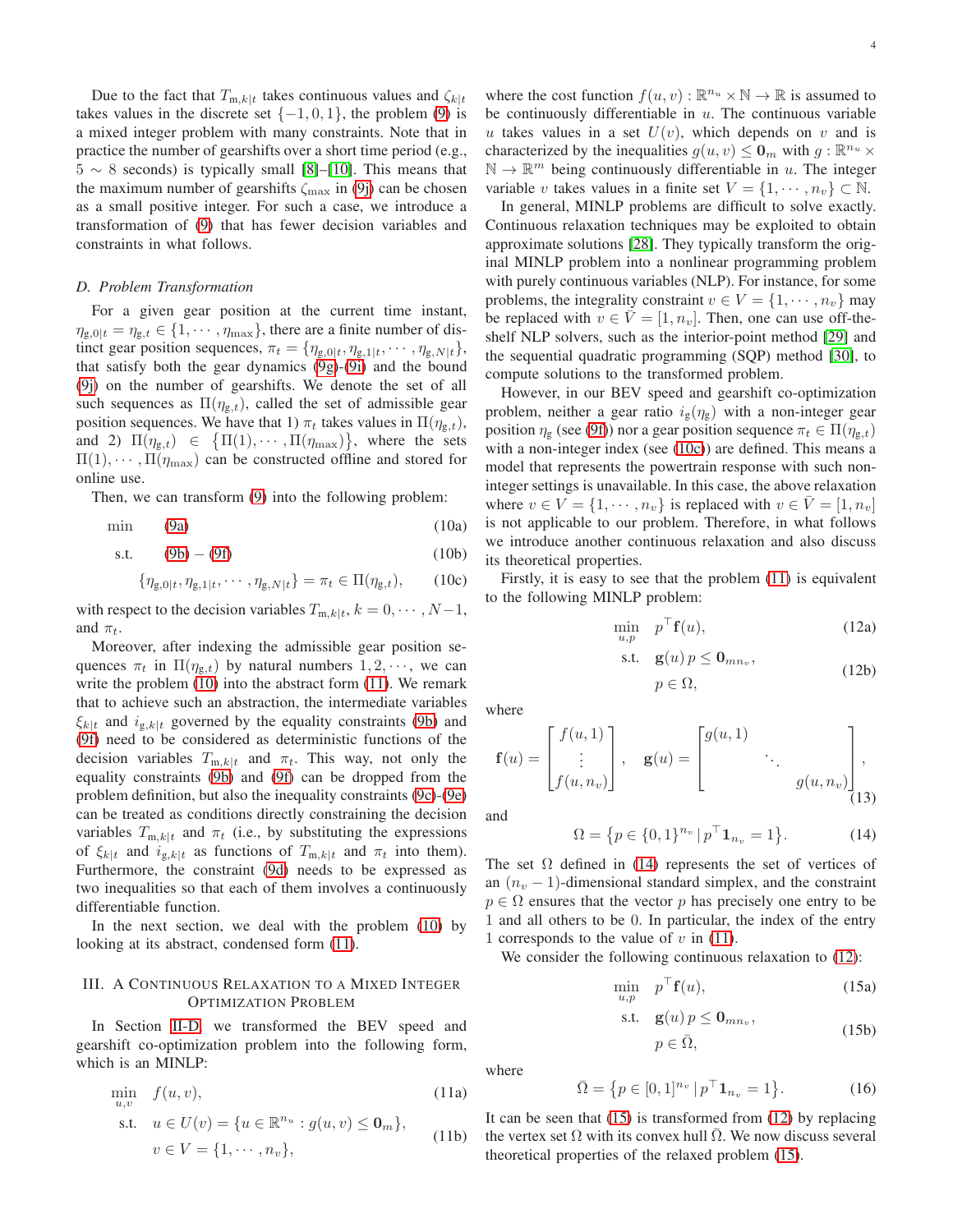Due to the fact that $T_{\mathrm{m},k|t}$ takes continuous values and $\zeta_{k|t}$ takes values in the discrete set $\{-1, 0, 1\}$, the problem (9) is a mixed integer problem with many constraints. Note that in practice the number of gearshifts over a short time period (e.g., $5 \sim 8$ seconds) is typically small [8]–[10]. This means that the maximum number of gearshifts $\zeta_{\max}$ in (9j) can be chosen as a small positive integer. For such a case, we introduce a transformation of (9) that has fewer decision variables and constraints in what follows.

### D. Problem Transformation

For a given gear position at the current time instant, $\eta_{\mathrm{g},0|t} = \eta_{\mathrm{g},t} \in \{1, \cdots, \eta_{\max}\}$, there are a finite number of distinct gear position sequences, $\pi_t = \{\eta_{\mathrm{g},0|t}, \eta_{\mathrm{g},1|t}, \cdots, \eta_{\mathrm{g},N|t}\}$, that satisfy both the gear dynamics (9g)-(9i) and the bound (9j) on the number of gearshifts. We denote the set of all such sequences as $\Pi(\eta_{\mathrm{g},t})$, called the set of admissible gear position sequences. We have that 1) $\pi_t$ takes values in $\Pi(\eta_{\mathrm{g},t})$, and 2) $\Pi(\eta_{\mathrm{g},t}) \in \{\Pi(1), \cdots, \Pi(\eta_{\max})\}$, where the sets $\Pi(1), \cdots, \Pi(\eta_{\max})$ can be constructed offline and stored for online use.

Then, we can transform (9) into the following problem:

$$
\begin{aligned}
\min \quad & (9a) && (10a)\\
\text{s.t.} \quad & (9b) - (9f) && (10b)\\
& \{\eta_{\mathrm{g},0|t}, \eta_{\mathrm{g},1|t}, \cdots, \eta_{\mathrm{g},N|t}\} = \pi_t \in \Pi(\eta_{\mathrm{g},t}), && (10c)
\end{aligned}
$$

with respect to the decision variables $T_{\mathrm{m},k|t}$, $k = 0, \cdots, N-1$, and $\pi_t$.

Moreover, after indexing the admissible gear position sequences $\pi_t$ in $\Pi(\eta_{\mathrm{g},t})$ by natural numbers $1, 2, \cdots$, we can write the problem (10) into the abstract form (11). We remark that to achieve such an abstraction, the intermediate variables $\xi_{k|t}$ and $i_{\mathrm{g},k|t}$ governed by the equality constraints (9b) and (9f) need to be considered as deterministic functions of the decision variables $T_{\mathrm{m},k|t}$ and $\pi_t$. This way, not only the equality constraints (9b) and (9f) can be dropped from the problem definition, but also the inequality constraints (9c)-(9e) can be treated as conditions directly constraining the decision variables $T_{\mathrm{m},k|t}$ and $\pi_t$ (i.e., by substituting the expressions of $\xi_{k|t}$ and $i_{\mathrm{g},k|t}$ as functions of $T_{\mathrm{m},k|t}$ and $\pi_t$ into them). Furthermore, the constraint (9d) needs to be expressed as two inequalities so that each of them involves a continuously differentiable function.

In the next section, we deal with the problem (10) by looking at its abstract, condensed form (11).

## III. A Continuous Relaxation to a Mixed Integer Optimization Problem

In Section II-D, we transformed the BEV speed and gearshift co-optimization problem into the following form, which is an MINLP:

$$
\begin{aligned}
\min_{u,v} \quad & f(u, v), && (11a)\\
\text{s.t.} \quad & u \in U(v) = \{u \in \mathbb{R}^{n_u} : g(u, v) \leq \mathbf{0}_m\}, && \\
& v \in V = \{1, \cdots, n_v\}, && (11b)
\end{aligned}
$$

where the cost function $f(u, v) : \mathbb{R}^{n_u} \times \mathbb{N} \to \mathbb{R}$ is assumed to be continuously differentiable in $u$. The continuous variable $u$ takes values in a set $U(v)$, which depends on $v$ and is characterized by the inequalities $g(u, v) \leq \mathbf{0}_m$ with $g : \mathbb{R}^{n_u} \times \mathbb{N} \to \mathbb{R}^m$ being continuously differentiable in $u$. The integer variable $v$ takes values in a finite set $V = \{1, \cdots, n_v\} \subset \mathbb{N}$.

In general, MINLP problems are difficult to solve exactly. Continuous relaxation techniques may be exploited to obtain approximate solutions [28]. They typically transform the original MINLP problem into a nonlinear programming problem with purely continuous variables (NLP). For instance, for some problems, the integrality constraint $v \in V = \{1, \cdots, n_v\}$ may be replaced with $v \in \bar{V} = [1, n_v]$. Then, one can use off-the-shelf NLP solvers, such as the interior-point method [29] and the sequential quadratic programming (SQP) method [30], to compute solutions to the transformed problem.

However, in our BEV speed and gearshift co-optimization problem, neither a gear ratio $i_{\mathrm{g}}(\eta_{\mathrm{g}})$ with a non-integer gear position $\eta_{\mathrm{g}}$ (see (9f)) nor a gear position sequence $\pi_t \in \Pi(\eta_{\mathrm{g},t})$ with a non-integer index (see (10c)) are defined. This means a model that represents the powertrain response with such non-integer settings is unavailable. In this case, the above relaxation where $v \in V = \{1, \cdots, n_v\}$ is replaced with $v \in \bar{V} = [1, n_v]$ is not applicable to our problem. Therefore, in what follows we introduce another continuous relaxation and also discuss its theoretical properties.

Firstly, it is easy to see that the problem (11) is equivalent to the following MINLP problem:

$$
\begin{aligned}
\min_{u,p} \quad & p^\top \mathbf{f}(u), && (12a)\\
\text{s.t.} \quad & \mathbf{g}(u)\, p \leq \mathbf{0}_{m n_v}, && \\
& p \in \Omega, && (12b)
\end{aligned}
$$

where

$$
\mathbf{f}(u) = \begin{bmatrix} f(u, 1) \\ \vdots \\ f(u, n_v) \end{bmatrix}, \quad \mathbf{g}(u) = \begin{bmatrix} g(u, 1) & & \\ & \ddots & \\ & & g(u, n_v) \end{bmatrix}, \tag{13}
$$

and

$$
\Omega = \left\{ p \in \{0, 1\}^{n_v} \,|\, p^\top \mathbf{1}_{n_v} = 1 \right\}. \tag{14}
$$

The set $\Omega$ defined in (14) represents the set of vertices of an $(n_v - 1)$-dimensional standard simplex, and the constraint $p \in \Omega$ ensures that the vector $p$ has precisely one entry to be 1 and all others to be 0. In particular, the index of the entry 1 corresponds to the value of $v$ in (11).

We consider the following continuous relaxation to (12):

$$
\begin{aligned}
\min_{u,p} \quad & p^\top \mathbf{f}(u), && (15a)\\
\text{s.t.} \quad & \mathbf{g}(u)\, p \leq \mathbf{0}_{m n_v}, && \\
& p \in \bar{\Omega}, && (15b)
\end{aligned}
$$

where

$$
\bar{\Omega} = \left\{ p \in [0, 1]^{n_v} \,|\, p^\top \mathbf{1}_{n_v} = 1 \right\}. \tag{16}
$$

It can be seen that (15) is transformed from (12) by replacing the vertex set $\Omega$ with its convex hull $\bar{\Omega}$. We now discuss several theoretical properties of the relaxed problem (15).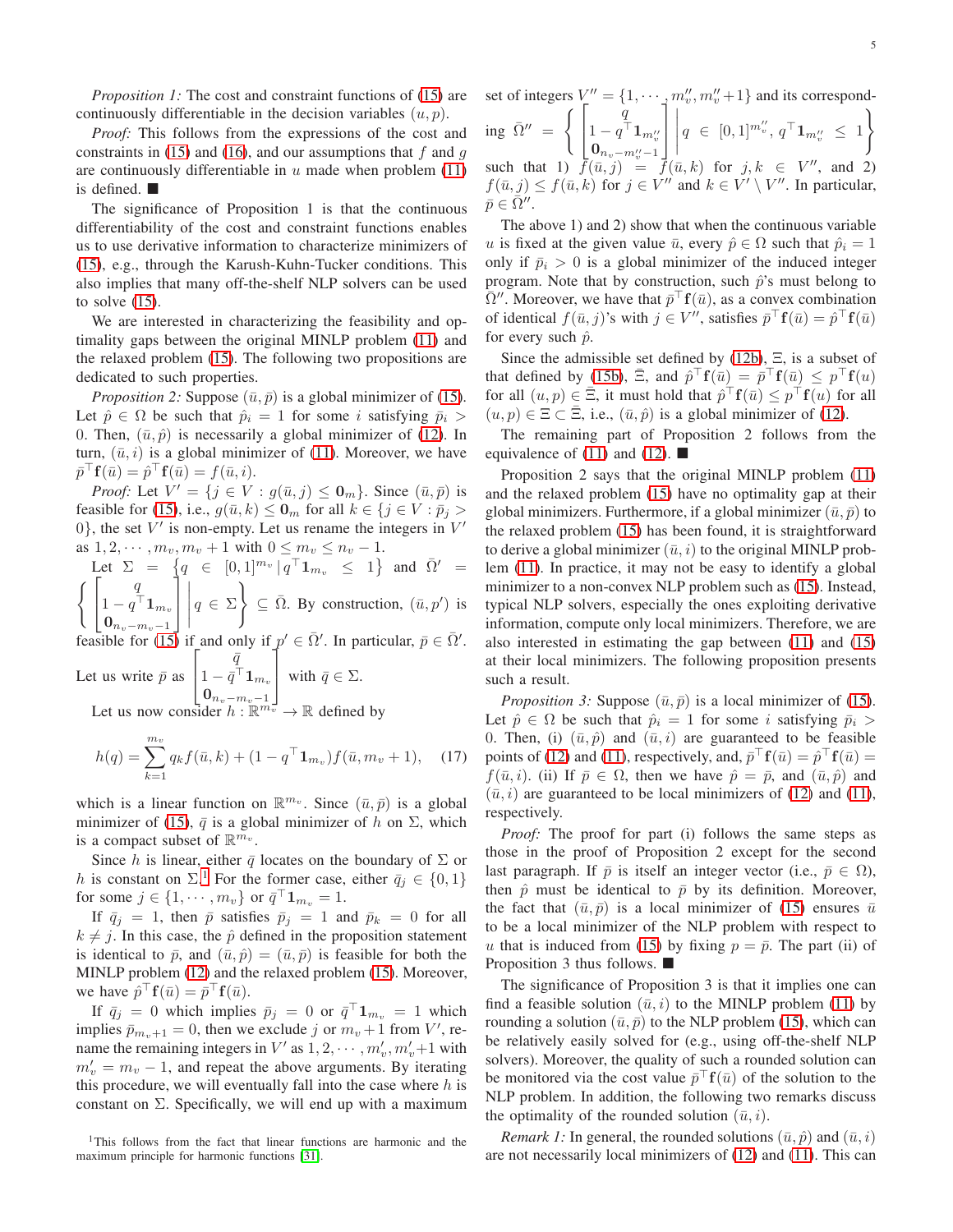*Proposition 1:* The cost and constraint functions of (15) are continuously differentiable in the decision variables $(u, p)$.

*Proof:* This follows from the expressions of the cost and constraints in (15) and (16), and our assumptions that $f$ and $g$ are continuously differentiable in $u$ made when problem (11) is defined. ■

The significance of Proposition 1 is that the continuous differentiability of the cost and constraint functions enables us to use derivative information to characterize minimizers of (15), e.g., through the Karush-Kuhn-Tucker conditions. This also implies that many off-the-shelf NLP solvers can be used to solve (15).

We are interested in characterizing the feasibility and optimality gaps between the original MINLP problem (11) and the relaxed problem (15). The following two propositions are dedicated to such properties.

*Proposition 2:* Suppose $(\bar{u}, \bar{p})$ is a global minimizer of (15). Let $\hat{p} \in \Omega$ be such that $\hat{p}_i = 1$ for some $i$ satisfying $\bar{p}_i > 0$. Then, $(\bar{u}, \hat{p})$ is necessarily a global minimizer of (12). In turn, $(\bar{u}, i)$ is a global minimizer of (11). Moreover, we have $\bar{p}^\top \mathbf{f}(\bar{u}) = \hat{p}^\top \mathbf{f}(\bar{u}) = f(\bar{u}, i)$.

*Proof:* Let $V' = \{j \in V : g(\bar{u}, j) \leq \mathbf{0}_m\}$. Since $(\bar{u}, \bar{p})$ is feasible for (15), i.e., $g(\bar{u}, k) \leq \mathbf{0}_m$ for all $k \in \{j \in V : \bar{p}_j > 0\}$, the set $V'$ is non-empty. Let us rename the integers in $V'$ as $1, 2, \cdots, m_v, m_v + 1$ with $0 \leq m_v \leq n_v - 1$.

Let $\Sigma = \left\{q \in [0,1]^{m_v} \,|\, q^\top \mathbf{1}_{m_v} \leq 1\right\}$ and $\bar{\Omega}' = \left\{ \begin{bmatrix} q \\ 1 - q^\top \mathbf{1}_{m_v} \\ \mathbf{0}_{n_v - m_v - 1} \end{bmatrix} \,\middle|\, q \in \Sigma \right\} \subseteq \bar{\Omega}$. By construction, $(\bar{u}, p')$ is feasible for (15) if and only if $p' \in \bar{\Omega}'$. In particular, $\bar{p} \in \bar{\Omega}'$. Let us write $\bar{p}$ as $\begin{bmatrix} \bar{q} \\ 1 - \bar{q}^\top \mathbf{1}_{m_v} \\ \mathbf{0}_{n_v - m_v - 1} \end{bmatrix}$ with $\bar{q} \in \Sigma$.

Let us now consider $h : \mathbb{R}^{m_v} \to \mathbb{R}$ defined by

$$h(q) = \sum_{k=1}^{m_v} q_k f(\bar{u}, k) + (1 - q^\top \mathbf{1}_{m_v}) f(\bar{u}, m_v + 1), \quad (17)$$

which is a linear function on $\mathbb{R}^{m_v}$. Since $(\bar{u}, \bar{p})$ is a global minimizer of (15), $\bar{q}$ is a global minimizer of $h$ on $\Sigma$, which is a compact subset of $\mathbb{R}^{m_v}$.

Since $h$ is linear, either $\bar{q}$ locates on the boundary of $\Sigma$ or $h$ is constant on $\Sigma$.[1] For the former case, either $\bar{q}_j \in \{0, 1\}$ for some $j \in \{1, \cdots, m_v\}$ or $\bar{q}^\top \mathbf{1}_{m_v} = 1$.

If $\bar{q}_j = 1$, then $\bar{p}$ satisfies $\bar{p}_j = 1$ and $\bar{p}_k = 0$ for all $k \neq j$. In this case, the $\hat{p}$ defined in the proposition statement is identical to $\bar{p}$, and $(\bar{u}, \hat{p}) = (\bar{u}, \bar{p})$ is feasible for both the MINLP problem (12) and the relaxed problem (15). Moreover, we have $\hat{p}^\top \mathbf{f}(\bar{u}) = \bar{p}^\top \mathbf{f}(\bar{u})$.

If $\bar{q}_j = 0$ which implies $\bar{p}_j = 0$ or $\bar{q}^\top \mathbf{1}_{m_v} = 1$ which implies $\bar{p}_{m_v+1} = 0$, then we exclude $j$ or $m_v + 1$ from $V'$, rename the remaining integers in $V'$ as $1, 2, \cdots, m'_v, m'_v + 1$ with $m'_v = m_v - 1$, and repeat the above arguments. By iterating this procedure, we will eventually fall into the case where $h$ is constant on $\Sigma$. Specifically, we will end up with a maximum set of integers $V'' = \{1, \cdots, m''_v, m''_v + 1\}$ and its corresponding $\bar{\Omega}'' = \left\{ \begin{bmatrix} q \\ 1 - q^\top \mathbf{1}_{m''_v} \\ \mathbf{0}_{n_v - m''_v - 1} \end{bmatrix} \,\middle|\, q \in [0,1]^{m''_v}, q^\top \mathbf{1}_{m''_v} \leq 1 \right\}$ such that 1) $f(\bar{u}, j) = f(\bar{u}, k)$ for $j, k \in V''$, and 2) $f(\bar{u}, j) \leq f(\bar{u}, k)$ for $j \in V''$ and $k \in V' \setminus V''$. In particular, $\bar{p} \in \bar{\Omega}''$.

The above 1) and 2) show that when the continuous variable $u$ is fixed at the given value $\bar{u}$, every $\hat{p} \in \Omega$ such that $\hat{p}_i = 1$ only if $\bar{p}_i > 0$ is a global minimizer of the induced integer program. Note that by construction, such $\hat{p}$'s must belong to $\bar{\Omega}''$. Moreover, we have that $\bar{p}^\top \mathbf{f}(\bar{u})$, as a convex combination of identical $f(\bar{u}, j)$'s with $j \in V''$, satisfies $\bar{p}^\top \mathbf{f}(\bar{u}) = \hat{p}^\top \mathbf{f}(\bar{u})$ for every such $\hat{p}$.

Since the admissible set defined by (12b), $\Xi$, is a subset of that defined by (15b), $\bar{\Xi}$, and $\hat{p}^\top \mathbf{f}(\bar{u}) = \bar{p}^\top \mathbf{f}(\bar{u}) \leq p^\top \mathbf{f}(u)$ for all $(u, p) \in \bar{\Xi}$, it must hold that $\hat{p}^\top \mathbf{f}(\bar{u}) \leq p^\top \mathbf{f}(u)$ for all $(u, p) \in \Xi \subset \bar{\Xi}$, i.e., $(\bar{u}, \hat{p})$ is a global minimizer of (12).

The remaining part of Proposition 2 follows from the equivalence of (11) and (12). ■

Proposition 2 says that the original MINLP problem (11) and the relaxed problem (15) have no optimality gap at their global minimizers. Furthermore, if a global minimizer $(\bar{u}, \bar{p})$ to the relaxed problem (15) has been found, it is straightforward to derive a global minimizer $(\bar{u}, i)$ to the original MINLP problem (11). In practice, it may not be easy to identify a global minimizer to a non-convex NLP problem such as (15). Instead, typical NLP solvers, especially the ones exploiting derivative information, compute only local minimizers. Therefore, we are also interested in estimating the gap between (11) and (15) at their local minimizers. The following proposition presents such a result.

*Proposition 3:* Suppose $(\bar{u}, \bar{p})$ is a local minimizer of (15). Let $\hat{p} \in \Omega$ be such that $\hat{p}_i = 1$ for some $i$ satisfying $\bar{p}_i > 0$. Then, (i) $(\bar{u}, \hat{p})$ and $(\bar{u}, i)$ are guaranteed to be feasible points of (12) and (11), respectively, and, $\bar{p}^\top \mathbf{f}(\bar{u}) = \hat{p}^\top \mathbf{f}(\bar{u}) = f(\bar{u}, i)$. (ii) If $\bar{p} \in \Omega$, then we have $\hat{p} = \bar{p}$, and $(\bar{u}, \hat{p})$ and $(\bar{u}, i)$ are guaranteed to be local minimizers of (12) and (11), respectively.

*Proof:* The proof for part (i) follows the same steps as those in the proof of Proposition 2 except for the second last paragraph. If $\bar{p}$ is itself an integer vector (i.e., $\bar{p} \in \Omega$), then $\hat{p}$ must be identical to $\bar{p}$ by its definition. Moreover, the fact that $(\bar{u}, \bar{p})$ is a local minimizer of (15) ensures $\bar{u}$ to be a local minimizer of the NLP problem with respect to $u$ that is induced from (15) by fixing $p = \bar{p}$. The part (ii) of Proposition 3 thus follows. ■

The significance of Proposition 3 is that it implies one can find a feasible solution $(\bar{u}, i)$ to the MINLP problem (11) by rounding a solution $(\bar{u}, \bar{p})$ to the NLP problem (15), which can be relatively easily solved for (e.g., using off-the-shelf NLP solvers). Moreover, the quality of such a rounded solution can be monitored via the cost value $\bar{p}^\top \mathbf{f}(\bar{u})$ of the solution to the NLP problem. In addition, the following two remarks discuss the optimality of the rounded solution $(\bar{u}, i)$.

*Remark 1:* In general, the rounded solutions $(\bar{u}, \hat{p})$ and $(\bar{u}, i)$ are not necessarily local minimizers of (12) and (11). This can

[1] This follows from the fact that linear functions are harmonic and the maximum principle for harmonic functions [31].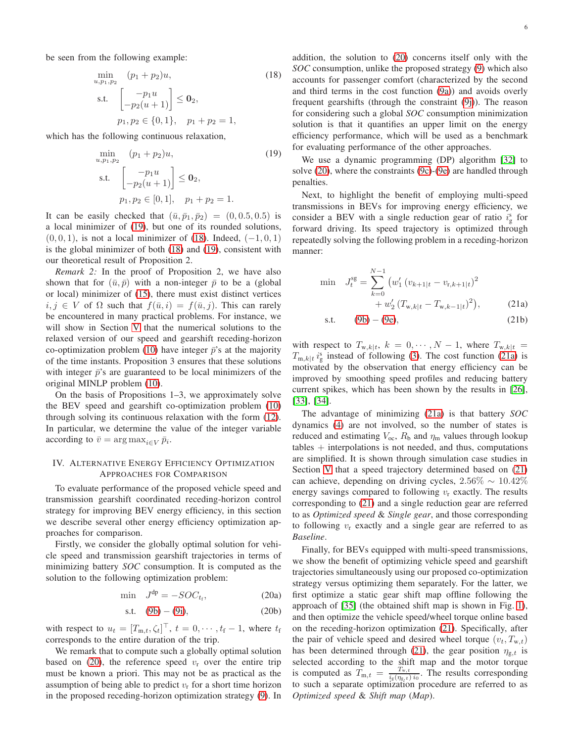be seen from the following example:

$$
\begin{aligned}
\min_{u,p_1,p_2} \quad & (p_1+p_2)u, \\
\text{s.t.} \quad & \begin{bmatrix} -p_1 u \\ -p_2(u+1) \end{bmatrix} \leq \mathbf{0}_2, \\
& p_1, p_2 \in \{0,1\}, \quad p_1+p_2=1,
\end{aligned} \tag{18}
$$

which has the following continuous relaxation,

$$
\begin{aligned}
\min_{u,p_1,p_2} \quad & (p_1+p_2)u, \\
\text{s.t.} \quad & \begin{bmatrix} -p_1 u \\ -p_2(u+1) \end{bmatrix} \leq \mathbf{0}_2, \\
& p_1, p_2 \in [0,1], \quad p_1+p_2=1.
\end{aligned} \tag{19}
$$

It can be easily checked that $(\bar{u}, \bar{p}_1, \bar{p}_2) = (0, 0.5, 0.5)$ is a local minimizer of (19), but one of its rounded solutions, $(0,0,1)$, is not a local minimizer of (18). Indeed, $(-1,0,1)$ is the global minimizer of both (18) and (19), consistent with our theoretical result of Proposition 2.

*Remark 2:* In the proof of Proposition 2, we have also shown that for $(\bar{u}, \bar{p})$ with a non-integer $\bar{p}$ to be a (global or local) minimizer of (15), there must exist distinct vertices $i, j \in V$ of $\Omega$ such that $f(\bar{u}, i) = f(\bar{u}, j)$. This can rarely be encountered in many practical problems. For instance, we will show in Section V that the numerical solutions to the relaxed version of our speed and gearshift receding-horizon co-optimization problem (10) have integer $\bar{p}$'s at the majority of the time instants. Proposition 3 ensures that these solutions with integer $\bar{p}$'s are guaranteed to be local minimizers of the original MINLP problem (10).

On the basis of Propositions 1–3, we approximately solve the BEV speed and gearshift co-optimization problem (10) through solving its continuous relaxation with the form (12). In particular, we determine the value of the integer variable according to $\bar{v} = \arg\max_{i \in V} \bar{p}_i$.

## IV. Alternative Energy Efficiency Optimization Approaches for Comparison

To evaluate performance of the proposed vehicle speed and transmission gearshift coordinated receding-horizon control strategy for improving BEV energy efficiency, in this section we describe several other energy efficiency optimization approaches for comparison.

Firstly, we consider the globally optimal solution for vehicle speed and transmission gearshift trajectories in terms of minimizing battery *SOC* consumption. It is computed as the solution to the following optimization problem:

$$
\min \quad J^{\text{dp}} = -SOC_{t_{\text{f}}}, \tag{20a}
$$

$$
\text{s.t.} \quad \text{(9b)} - \text{(9i)}, \tag{20b}
$$

with respect to $u_t = [T_{\text{m},t}, \zeta_t]^\top$, $t = 0, \cdots, t_{\text{f}} - 1$, where $t_{\text{f}}$ corresponds to the entire duration of the trip.

We remark that to compute such a globally optimal solution based on (20), the reference speed $v_{\text{r}}$ over the entire trip must be known a priori. This may not be as practical as the assumption of being able to predict $v_{\text{r}}$ for a short time horizon in the proposed receding-horizon optimization strategy (9). In addition, the solution to (20) concerns itself only with the *SOC* consumption, unlike the proposed strategy (9) which also accounts for passenger comfort (characterized by the second and third terms in the cost function (9a)) and avoids overly frequent gearshifts (through the constraint (9j)). The reason for considering such a global *SOC* consumption minimization solution is that it quantifies an upper limit on the energy efficiency performance, which will be used as a benchmark for evaluating performance of the other approaches.

We use a dynamic programming (DP) algorithm [32] to solve (20), where the constraints (9c)-(9e) are handled through penalties.

Next, to highlight the benefit of employing multi-speed transmissions in BEVs for improving energy efficiency, we consider a BEV with a single reduction gear of ratio $i_{\text{g}}^{\text{s}}$ for forward driving. Its speed trajectory is optimized through repeatedly solving the following problem in a receding-horizon manner:

$$
\begin{aligned}
\min \quad J_t^{\text{sg}} = \sum_{k=0}^{N-1} \big( & w_1' \left(v_{k+1|t} - v_{\text{r},k+1|t}\right)^2 \\
& + w_2' \left(T_{\text{w},k|t} - T_{\text{w},k-1|t}\right)^2 \big),
\end{aligned} \tag{21a}
$$

$$
\text{s.t.} \quad \text{(9b)} - \text{(9e)}, \tag{21b}
$$

with respect to $T_{\text{w},k|t}$, $k = 0, \cdots, N-1$, where $T_{\text{w},k|t} = T_{\text{m},k|t}\, i_{\text{g}}^{\text{s}}$ instead of following (3). The cost function (21a) is motivated by the observation that energy efficiency can be improved by smoothing speed profiles and reducing battery current spikes, which has been shown by the results in [26], [33], [34].

The advantage of minimizing (21a) is that battery *SOC* dynamics (4) are not involved, so the number of states is reduced and estimating $V_{\text{oc}}$, $R_{\text{b}}$ and $\eta_{\text{m}}$ values through lookup tables + interpolations is not needed, and thus, computations are simplified. It is shown through simulation case studies in Section V that a speed trajectory determined based on (21) can achieve, depending on driving cycles, $2.56\% \sim 10.42\%$ energy savings compared to following $v_{\text{r}}$ exactly. The results corresponding to (21) and a single reduction gear are referred to as *Optimized speed & Single gear*, and those corresponding to following $v_{\text{r}}$ exactly and a single gear are referred to as *Baseline*.

Finally, for BEVs equipped with multi-speed transmissions, we show the benefit of optimizing vehicle speed and gearshift trajectories simultaneously using our proposed co-optimization strategy versus optimizing them separately. For the latter, we first optimize a static gear shift map offline following the approach of [35] (the obtained shift map is shown in Fig. 1), and then optimize the vehicle speed/wheel torque online based on the receding-horizon optimization (21). Specifically, after the pair of vehicle speed and desired wheel torque $(v_t, T_{\text{w},t})$ has been determined through (21), the gear position $\eta_{\text{g},t}$ is selected according to the shift map and the motor torque is computed as $T_{\text{m},t} = \frac{T_{\text{w},t}}{i_{\text{g}}(\eta_{\text{g},t})\, i_0}$. The results corresponding to such a separate optimization procedure are referred to as *Optimized speed & Shift map (Map)*.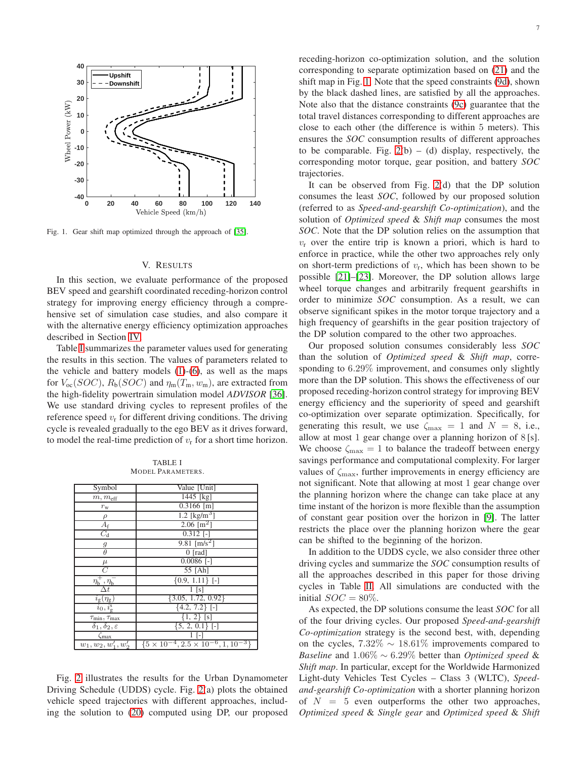Fig. 1. Gear shift map optimized through the approach of [35].

## V. Results

In this section, we evaluate performance of the proposed BEV speed and gearshift coordinated receding-horizon control strategy for improving energy efficiency through a comprehensive set of simulation case studies, and also compare it with the alternative energy efficiency optimization approaches described in Section IV.

Table I summarizes the parameter values used for generating the results in this section. The values of parameters related to the vehicle and battery models (1)-(6), as well as the maps for $V_{oc}(SOC)$, $R_b(SOC)$ and $\eta_m(T_m, w_m)$, are extracted from the high-fidelity powertrain simulation model *ADVISOR* [36]. We use standard driving cycles to represent profiles of the reference speed $v_r$ for different driving conditions. The driving cycle is revealed gradually to the ego BEV as it drives forward, to model the real-time prediction of $v_r$ for a short time horizon.

TABLE I
Model Parameters.

| Symbol | Value [Unit] |
|---|---|
| $m, m_{eff}$ | 1445 [kg] |
| $r_w$ | 0.3166 [m] |
| $\rho$ | 1.2 [kg/m$^3$] |
| $A_f$ | 2.06 [m$^2$] |
| $C_d$ | 0.312 [-] |
| $g$ | 9.81 [m/s$^2$] |
| $\theta$ | 0 [rad] |
| $\mu$ | 0.0086 [-] |
| $C$ | 55 [Ah] |
| $\eta_b^+, \eta_b^-$ | {0.9, 1.11} [-] |
| $\Delta t$ | 1 [s] |
| $i_g(\eta_g)$ | {3.05, 1.72, 0.92} |
| $i_0, i_g^s$ | {4.2, 7.2} [-] |
| $\tau_{min}, \tau_{max}$ | {1, 2} [s] |
| $\delta_1, \delta_2, \varepsilon$ | {5, 2, 0.1} [-] |
| $\zeta_{max}$ | 1 [-] |
| $w_1, w_2, w_1', w_2'$ | $\{5 \times 10^{-4}, 2.5 \times 10^{-6}, 1, 10^{-3}\}$ |

Fig. 2 illustrates the results for the Urban Dynamometer Driving Schedule (UDDS) cycle. Fig. 2(a) plots the obtained vehicle speed trajectories with different approaches, including the solution to (20) computed using DP, our proposed receding-horizon co-optimization solution, and the solution corresponding to separate optimization based on (21) and the shift map in Fig. 1. Note that the speed constraints (9d), shown by the black dashed lines, are satisfied by all the approaches. Note also that the distance constraints (9c) guarantee that the total travel distances corresponding to different approaches are close to each other (the difference is within 5 meters). This ensures the *SOC* consumption results of different approaches to be comparable. Fig. 2(b) – (d) display, respectively, the corresponding motor torque, gear position, and battery *SOC* trajectories.

It can be observed from Fig. 2(d) that the DP solution consumes the least *SOC*, followed by our proposed solution (referred to as *Speed-and-gearshift Co-optimization*), and the solution of *Optimized speed* & *Shift map* consumes the most *SOC*. Note that the DP solution relies on the assumption that $v_r$ over the entire trip is known a priori, which is hard to enforce in practice, while the other two approaches rely only on short-term predictions of $v_r$, which has been shown to be possible [21]–[23]. Moreover, the DP solution allows large wheel torque changes and arbitrarily frequent gearshifts in order to minimize *SOC* consumption. As a result, we can observe significant spikes in the motor torque trajectory and a high frequency of gearshifts in the gear position trajectory of the DP solution compared to the other two approaches.

Our proposed solution consumes considerably less *SOC* than the solution of *Optimized speed* & *Shift map*, corresponding to 6.29% improvement, and consumes only slightly more than the DP solution. This shows the effectiveness of our proposed receding-horizon control strategy for improving BEV energy efficiency and the superiority of speed and gearshift co-optimization over separate optimization. Specifically, for generating this result, we use $\zeta_{max} = 1$ and $N = 8$, i.e., allow at most 1 gear change over a planning horizon of 8 [s]. We choose $\zeta_{max} = 1$ to balance the tradeoff between energy savings performance and computational complexity. For larger values of $\zeta_{max}$, further improvements in energy efficiency are not significant. Note that allowing at most 1 gear change over the planning horizon where the change can take place at any time instant of the horizon is more flexible than the assumption of constant gear position over the horizon in [9]. The latter restricts the place over the planning horizon where the gear can be shifted to the beginning of the horizon.

In addition to the UDDS cycle, we also consider three other driving cycles and summarize the *SOC* consumption results of all the approaches described in this paper for those driving cycles in Table II. All simulations are conducted with the initial $SOC = 80\%$.

As expected, the DP solutions consume the least *SOC* for all of the four driving cycles. Our proposed *Speed-and-gearshift Co-optimization* strategy is the second best, with, depending on the cycles, $7.32\% \sim 18.61\%$ improvements compared to *Baseline* and $1.06\% \sim 6.29\%$ better than *Optimized speed* & *Shift map*. In particular, except for the Worldwide Harmonized Light-duty Vehicles Test Cycles – Class 3 (WLTC), *Speed-and-gearshift Co-optimization* with a shorter planning horizon of $N = 5$ even outperforms the other two approaches, *Optimized speed* & *Single gear* and *Optimized speed* & *Shift*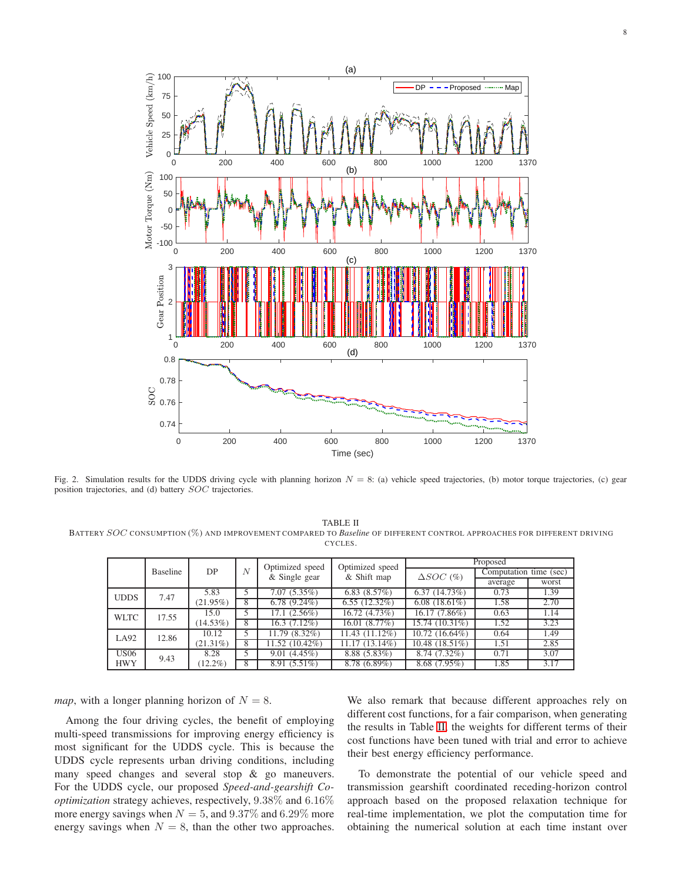Fig. 2. Simulation results for the UDDS driving cycle with planning horizon $N = 8$: (a) vehicle speed trajectories, (b) motor torque trajectories, (c) gear position trajectories, and (d) battery $SOC$ trajectories.

TABLE II
BATTERY $SOC$ CONSUMPTION (%) AND IMPROVEMENT COMPARED TO *Baseline* OF DIFFERENT CONTROL APPROACHES FOR DIFFERENT DRIVING CYCLES.

| | Baseline | DP | $N$ | Optimized speed & Single gear | Optimized speed & Shift map | Proposed | | |
|---|---|---|---|---|---|---|---|---|
| | | | | | | $\Delta SOC$ (%) | Computation time (sec) | |
| | | | | | | | average | worst |
| UDDS | 7.47 | 5.83 (21.95%) | 5 | 7.07 (5.35%) | 6.83 (8.57%) | 6.37 (14.73%) | 0.73 | 1.39 |
| | | | 8 | 6.78 (9.24%) | 6.55 (12.32%) | 6.08 (18.61%) | 1.58 | 2.70 |
| WLTC | 17.55 | 15.0 (14.53%) | 5 | 17.1 (2.56%) | 16.72 (4.73%) | 16.17 (7.86%) | 0.63 | 1.14 |
| | | | 8 | 16.3 (7.12%) | 16.01 (8.77%) | 15.74 (10.31%) | 1.52 | 3.23 |
| LA92 | 12.86 | 10.12 (21.31%) | 5 | 11.79 (8.32%) | 11.43 (11.12%) | 10.72 (16.64%) | 0.64 | 1.49 |
| | | | 8 | 11.52 (10.42%) | 11.17 (13.14%) | 10.48 (18.51%) | 1.51 | 2.85 |
| US06 HWY | 9.43 | 8.28 (12.2%) | 5 | 9.01 (4.45%) | 8.88 (5.83%) | 8.74 (7.32%) | 0.71 | 3.07 |
| | | | 8 | 8.91 (5.51%) | 8.78 (6.89%) | 8.68 (7.95%) | 1.85 | 3.17 |

*map*, with a longer planning horizon of $N = 8$.

Among the four driving cycles, the benefit of employing multi-speed transmissions for improving energy efficiency is most significant for the UDDS cycle. This is because the UDDS cycle represents urban driving conditions, including many speed changes and several stop & go maneuvers. For the UDDS cycle, our proposed *Speed-and-gearshift Co-optimization* strategy achieves, respectively, 9.38% and 6.16% more energy savings when $N = 5$, and 9.37% and 6.29% more energy savings when $N = 8$, than the other two approaches.

We also remark that because different approaches rely on different cost functions, for a fair comparison, when generating the results in Table II, the weights for different terms of their cost functions have been tuned with trial and error to achieve their best energy efficiency performance.

To demonstrate the potential of our vehicle speed and transmission gearshift coordinated receding-horizon control approach based on the proposed relaxation technique for real-time implementation, we plot the computation time for obtaining the numerical solution at each time instant over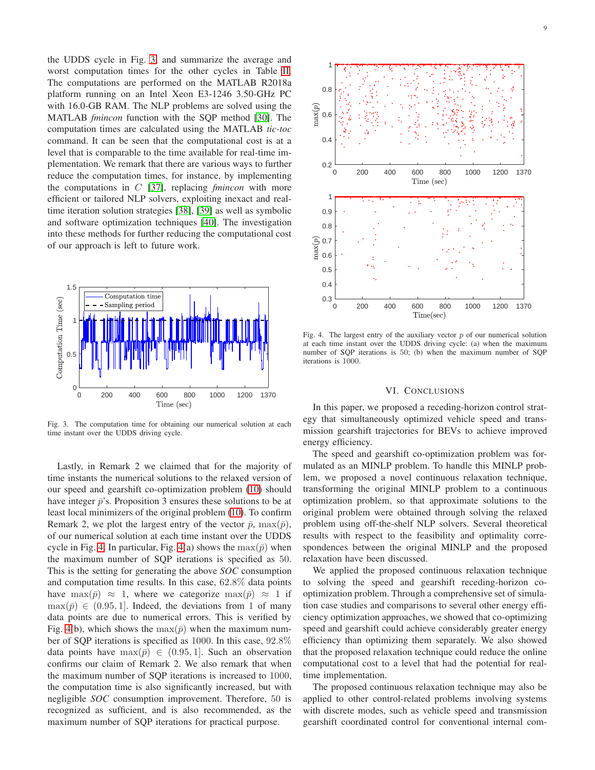the UDDS cycle in Fig. 3, and summarize the average and worst computation times for the other cycles in Table II. The computations are performed on the MATLAB R2018a platform running on an Intel Xeon E3-1246 3.50-GHz PC with 16.0-GB RAM. The NLP problems are solved using the MATLAB *fmincon* function with the SQP method [30]. The computation times are calculated using the MATLAB *tic-toc* command. It can be seen that the computational cost is at a level that is comparable to the time available for real-time implementation. We remark that there are various ways to further reduce the computation times, for instance, by implementing the computations in $C$ [37], replacing *fmincon* with more efficient or tailored NLP solvers, exploiting inexact and real-time iteration solution strategies [38], [39] as well as symbolic and software optimization techniques [40]. The investigation into these methods for further reducing the computational cost of our approach is left to future work.

Fig. 3. The computation time for obtaining our numerical solution at each time instant over the UDDS driving cycle.

Lastly, in Remark 2 we claimed that for the majority of time instants the numerical solutions to the relaxed version of our speed and gearshift co-optimization problem (10) should have integer $\bar{p}$'s. Proposition 3 ensures these solutions to be at least local minimizers of the original problem (10). To confirm Remark 2, we plot the largest entry of the vector $\bar{p}$, $\max(\bar{p})$, of our numerical solution at each time instant over the UDDS cycle in Fig. 4. In particular, Fig. 4(a) shows the $\max(\bar{p})$ when the maximum number of SQP iterations is specified as 50. This is the setting for generating the above *SOC* consumption and computation time results. In this case, 62.8% data points have $\max(\bar{p}) \approx 1$, where we categorize $\max(\bar{p}) \approx 1$ if $\max(\bar{p}) \in (0.95, 1]$. Indeed, the deviations from 1 of many data points are due to numerical errors. This is verified by Fig. 4(b), which shows the $\max(\bar{p})$ when the maximum number of SQP iterations is specified as 1000. In this case, 92.8% data points have $\max(\bar{p}) \in (0.95, 1]$. Such an observation confirms our claim of Remark 2. We also remark that when the maximum number of SQP iterations is increased to 1000, the computation time is also significantly increased, but with negligible *SOC* consumption improvement. Therefore, 50 is recognized as sufficient, and is also recommended, as the maximum number of SQP iterations for practical purpose.

Fig. 4. The largest entry of the auxiliary vector $p$ of our numerical solution at each time instant over the UDDS driving cycle: (a) when the maximum number of SQP iterations is 50; (b) when the maximum number of SQP iterations is 1000.

## VI. Conclusions

In this paper, we proposed a receding-horizon control strategy that simultaneously optimized vehicle speed and transmission gearshift trajectories for BEVs to achieve improved energy efficiency.

The speed and gearshift co-optimization problem was formulated as an MINLP problem. To handle this MINLP problem, we proposed a novel continuous relaxation technique, transforming the original MINLP problem to a continuous optimization problem, so that approximate solutions to the original problem were obtained through solving the relaxed problem using off-the-shelf NLP solvers. Several theoretical results with respect to the feasibility and optimality correspondences between the original MINLP and the proposed relaxation have been discussed.

We applied the proposed continuous relaxation technique to solving the speed and gearshift receding-horizon co-optimization problem. Through a comprehensive set of simulation case studies and comparisons to several other energy efficiency optimization approaches, we showed that co-optimizing speed and gearshift could achieve considerably greater energy efficiency than optimizing them separately. We also showed that the proposed relaxation technique could reduce the online computational cost to a level that had the potential for real-time implementation.

The proposed continuous relaxation technique may also be applied to other control-related problems involving systems with discrete modes, such as vehicle speed and transmission gearshift coordinated control for conventional internal com-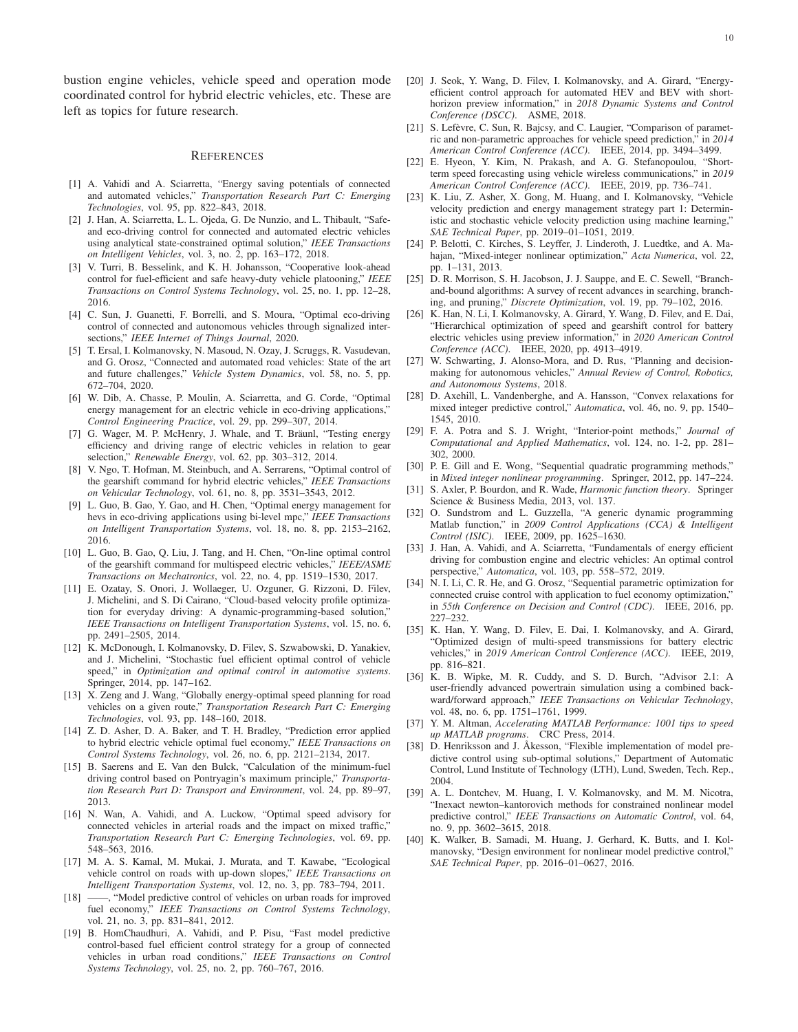bustion engine vehicles, vehicle speed and operation mode coordinated control for hybrid electric vehicles, etc. These are left as topics for future research.

## REFERENCES

[1] A. Vahidi and A. Sciarretta, "Energy saving potentials of connected and automated vehicles," *Transportation Research Part C: Emerging Technologies*, vol. 95, pp. 822–843, 2018.

[2] J. Han, A. Sciarretta, L. L. Ojeda, G. De Nunzio, and L. Thibault, "Safe- and eco-driving control for connected and automated electric vehicles using analytical state-constrained optimal solution," *IEEE Transactions on Intelligent Vehicles*, vol. 3, no. 2, pp. 163–172, 2018.

[3] V. Turri, B. Besselink, and K. H. Johansson, "Cooperative look-ahead control for fuel-efficient and safe heavy-duty vehicle platooning," *IEEE Transactions on Control Systems Technology*, vol. 25, no. 1, pp. 12–28, 2016.

[4] C. Sun, J. Guanetti, F. Borrelli, and S. Moura, "Optimal eco-driving control of connected and autonomous vehicles through signalized intersections," *IEEE Internet of Things Journal*, 2020.

[5] T. Ersal, I. Kolmanovsky, N. Masoud, N. Ozay, J. Scruggs, R. Vasudevan, and G. Orosz, "Connected and automated road vehicles: State of the art and future challenges," *Vehicle System Dynamics*, vol. 58, no. 5, pp. 672–704, 2020.

[6] W. Dib, A. Chasse, P. Moulin, A. Sciarretta, and G. Corde, "Optimal energy management for an electric vehicle in eco-driving applications," *Control Engineering Practice*, vol. 29, pp. 299–307, 2014.

[7] G. Wager, M. P. McHenry, J. Whale, and T. Bräunl, "Testing energy efficiency and driving range of electric vehicles in relation to gear selection," *Renewable Energy*, vol. 62, pp. 303–312, 2014.

[8] V. Ngo, T. Hofman, M. Steinbuch, and A. Serrarens, "Optimal control of the gearshift command for hybrid electric vehicles," *IEEE Transactions on Vehicular Technology*, vol. 61, no. 8, pp. 3531–3543, 2012.

[9] L. Guo, B. Gao, Y. Gao, and H. Chen, "Optimal energy management for hevs in eco-driving applications using bi-level mpc," *IEEE Transactions on Intelligent Transportation Systems*, vol. 18, no. 8, pp. 2153–2162, 2016.

[10] L. Guo, B. Gao, Q. Liu, J. Tang, and H. Chen, "On-line optimal control of the gearshift command for multispeed electric vehicles," *IEEE/ASME Transactions on Mechatronics*, vol. 22, no. 4, pp. 1519–1530, 2017.

[11] E. Ozatay, S. Onori, J. Wollaeger, U. Ozguner, G. Rizzoni, D. Filev, J. Michelini, and S. Di Cairano, "Cloud-based velocity profile optimization for everyday driving: A dynamic-programming-based solution," *IEEE Transactions on Intelligent Transportation Systems*, vol. 15, no. 6, pp. 2491–2505, 2014.

[12] K. McDonough, I. Kolmanovsky, D. Filev, S. Szwabowski, D. Yanakiev, and J. Michelini, "Stochastic fuel efficient optimal control of vehicle speed," in *Optimization and optimal control in automotive systems*. Springer, 2014, pp. 147–162.

[13] X. Zeng and J. Wang, "Globally energy-optimal speed planning for road vehicles on a given route," *Transportation Research Part C: Emerging Technologies*, vol. 93, pp. 148–160, 2018.

[14] Z. D. Asher, D. A. Baker, and T. H. Bradley, "Prediction error applied to hybrid electric vehicle optimal fuel economy," *IEEE Transactions on Control Systems Technology*, vol. 26, no. 6, pp. 2121–2134, 2017.

[15] B. Saerens and E. Van den Bulck, "Calculation of the minimum-fuel driving control based on Pontryagin's maximum principle," *Transportation Research Part D: Transport and Environment*, vol. 24, pp. 89–97, 2013.

[16] N. Wan, A. Vahidi, and A. Luckow, "Optimal speed advisory for connected vehicles in arterial roads and the impact on mixed traffic," *Transportation Research Part C: Emerging Technologies*, vol. 69, pp. 548–563, 2016.

[17] M. A. S. Kamal, M. Mukai, J. Murata, and T. Kawabe, "Ecological vehicle control on roads with up-down slopes," *IEEE Transactions on Intelligent Transportation Systems*, vol. 12, no. 3, pp. 783–794, 2011.

[18] ——, "Model predictive control of vehicles on urban roads for improved fuel economy," *IEEE Transactions on Control Systems Technology*, vol. 21, no. 3, pp. 831–841, 2012.

[19] B. HomChaudhuri, A. Vahidi, and P. Pisu, "Fast model predictive control-based fuel efficient control strategy for a group of connected vehicles in urban road conditions," *IEEE Transactions on Control Systems Technology*, vol. 25, no. 2, pp. 760–767, 2016.

[20] J. Seok, Y. Wang, D. Filev, I. Kolmanovsky, and A. Girard, "Energy-efficient control approach for automated HEV and BEV with short-horizon preview information," in *2018 Dynamic Systems and Control Conference (DSCC)*. ASME, 2018.

[21] S. Lefèvre, C. Sun, R. Bajcsy, and C. Laugier, "Comparison of parametric and non-parametric approaches for vehicle speed prediction," in *2014 American Control Conference (ACC)*. IEEE, 2014, pp. 3494–3499.

[22] E. Hyeon, Y. Kim, N. Prakash, and A. G. Stefanopoulou, "Short-term speed forecasting using vehicle wireless communications," in *2019 American Control Conference (ACC)*. IEEE, 2019, pp. 736–741.

[23] K. Liu, Z. Asher, X. Gong, M. Huang, and I. Kolmanovsky, "Vehicle velocity prediction and energy management strategy part 1: Deterministic and stochastic vehicle velocity prediction using machine learning," *SAE Technical Paper*, pp. 2019–01–1051, 2019.

[24] P. Belotti, C. Kirches, S. Leyffer, J. Linderoth, J. Luedtke, and A. Mahajan, "Mixed-integer nonlinear optimization," *Acta Numerica*, vol. 22, pp. 1–131, 2013.

[25] D. R. Morrison, S. H. Jacobson, J. J. Sauppe, and E. C. Sewell, "Branch-and-bound algorithms: A survey of recent advances in searching, branching, and pruning," *Discrete Optimization*, vol. 19, pp. 79–102, 2016.

[26] K. Han, N. Li, I. Kolmanovsky, A. Girard, Y. Wang, D. Filev, and E. Dai, "Hierarchical optimization of speed and gearshift control for battery electric vehicles using preview information," in *2020 American Control Conference (ACC)*. IEEE, 2020, pp. 4913–4919.

[27] W. Schwarting, J. Alonso-Mora, and D. Rus, "Planning and decision-making for autonomous vehicles," *Annual Review of Control, Robotics, and Autonomous Systems*, 2018.

[28] D. Axehill, L. Vandenberghe, and A. Hansson, "Convex relaxations for mixed integer predictive control," *Automatica*, vol. 46, no. 9, pp. 1540–1545, 2010.

[29] F. A. Potra and S. J. Wright, "Interior-point methods," *Journal of Computational and Applied Mathematics*, vol. 124, no. 1-2, pp. 281–302, 2000.

[30] P. E. Gill and E. Wong, "Sequential quadratic programming methods," in *Mixed integer nonlinear programming*. Springer, 2012, pp. 147–224.

[31] S. Axler, P. Bourdon, and R. Wade, *Harmonic function theory*. Springer Science & Business Media, 2013, vol. 137.

[32] O. Sundstrom and L. Guzzella, "A generic dynamic programming Matlab function," in *2009 Control Applications (CCA) & Intelligent Control (ISIC)*. IEEE, 2009, pp. 1625–1630.

[33] J. Han, A. Vahidi, and A. Sciarretta, "Fundamentals of energy efficient driving for combustion engine and electric vehicles: An optimal control perspective," *Automatica*, vol. 103, pp. 558–572, 2019.

[34] N. I. Li, C. R. He, and G. Orosz, "Sequential parametric optimization for connected cruise control with application to fuel economy optimization," in *55th Conference on Decision and Control (CDC)*. IEEE, 2016, pp. 227–232.

[35] K. Han, Y. Wang, D. Filev, E. Dai, I. Kolmanovsky, and A. Girard, "Optimized design of multi-speed transmissions for battery electric vehicles," in *2019 American Control Conference (ACC)*. IEEE, 2019, pp. 816–821.

[36] K. B. Wipke, M. R. Cuddy, and S. D. Burch, "Advisor 2.1: A user-friendly advanced powertrain simulation using a combined backward/forward approach," *IEEE Transactions on Vehicular Technology*, vol. 48, no. 6, pp. 1751–1761, 1999.

[37] Y. M. Altman, *Accelerating MATLAB Performance: 1001 tips to speed up MATLAB programs*. CRC Press, 2014.

[38] D. Henriksson and J. Åkesson, "Flexible implementation of model predictive control using sub-optimal solutions," Department of Automatic Control, Lund Institute of Technology (LTH), Lund, Sweden, Tech. Rep., 2004.

[39] A. L. Dontchev, M. Huang, I. V. Kolmanovsky, and M. M. Nicotra, "Inexact newton–kantorovich methods for constrained nonlinear model predictive control," *IEEE Transactions on Automatic Control*, vol. 64, no. 9, pp. 3602–3615, 2018.

[40] K. Walker, B. Samadi, M. Huang, J. Gerhard, K. Butts, and I. Kolmanovsky, "Design environment for nonlinear model predictive control," *SAE Technical Paper*, pp. 2016–01–0627, 2016.